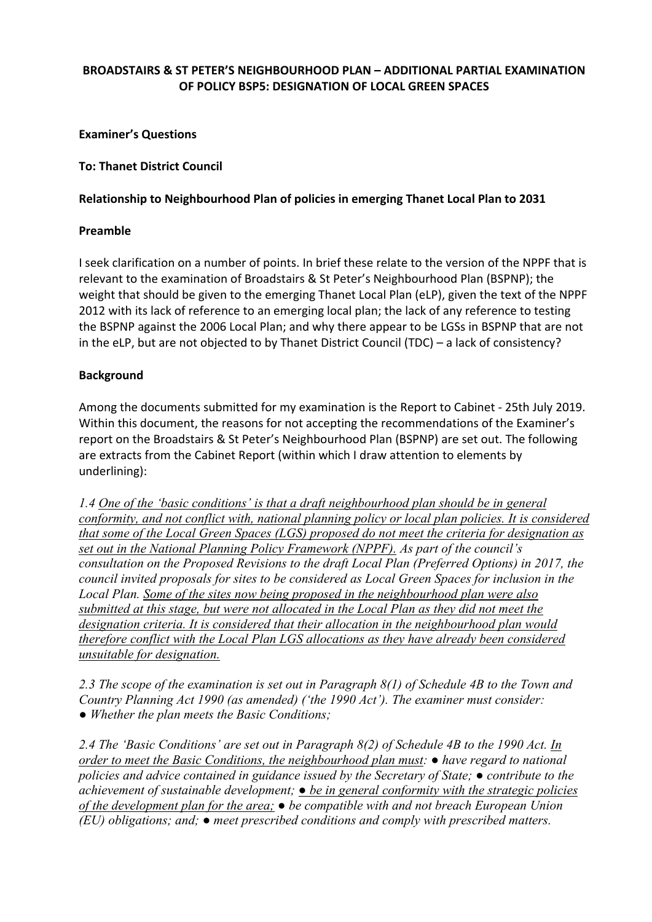**BROADSTAIRS & ST PETER'S NEIGHBOURHOOD PLAN – ADDITIONAL PARTIAL EXAMINATION OF POLICY BSP5: DESIGNATION OF LOCAL GREEN SPACES**

**Examiner's Questions**

**To: Thanet District Council**

**Relationship to Neighbourhood Plan of policies in emerging Thanet Local Plan to 2031**

**Preamble**

I seek clarification on a number of points. In brief these relate to the version of the NPPF that is relevant to the examination of Broadstairs & St Peter's Neighbourhood Plan (BSPNP); the weight that should be given to the emerging Thanet Local Plan (eLP), given the text of the NPPF 2012 with its lack of reference to an emerging local plan; the lack of any reference to testing the BSPNP against the 2006 Local Plan; and why there appear to be LGSs in BSPNP that are not in the eLP, but are not objected to by Thanet District Council (TDC) – a lack of consistency?

**Background**

Among the documents submitted for my examination is the Report to Cabinet - 25th July 2019. Within this document, the reasons for not accepting the recommendations of the Examiner's report on the Broadstairs & St Peter's Neighbourhood Plan (BSPNP) are set out. The following are extracts from the Cabinet Report (within which I draw attention to elements by underlining):

*1.4 <u>One of the 'basic conditions' is that a draft neighbourhood plan should be in general conformity, and not conflict with, national planning policy or local plan policies. It is considered that some of the Local Green Spaces (LGS) proposed do not meet the criteria for designation as set out in the National Planning Policy Framework (NPPF).</u> As part of the council's consultation on the Proposed Revisions to the draft Local Plan (Preferred Options) in 2017, the council invited proposals for sites to be considered as Local Green Spaces for inclusion in the Local Plan. <u>Some of the sites now being proposed in the neighbourhood plan were also submitted at this stage, but were not allocated in the Local Plan as they did not meet the designation criteria. It is considered that their allocation in the neighbourhood plan would therefore conflict with the Local Plan LGS allocations as they have already been considered unsuitable for designation.</u>*

*2.3 The scope of the examination is set out in Paragraph 8(1) of Schedule 4B to the Town and Country Planning Act 1990 (as amended) ('the 1990 Act'). The examiner must consider:*
*● Whether the plan meets the Basic Conditions;*

*2.4 The 'Basic Conditions' are set out in Paragraph 8(2) of Schedule 4B to the 1990 Act. <u>In order to meet the Basic Conditions, the neighbourhood plan must</u>: ● have regard to national policies and advice contained in guidance issued by the Secretary of State; ● contribute to the achievement of sustainable development; <u>● be in general conformity with the strategic policies of the development plan for the area;</u> ● be compatible with and not breach European Union (EU) obligations; and; ● meet prescribed conditions and comply with prescribed matters.*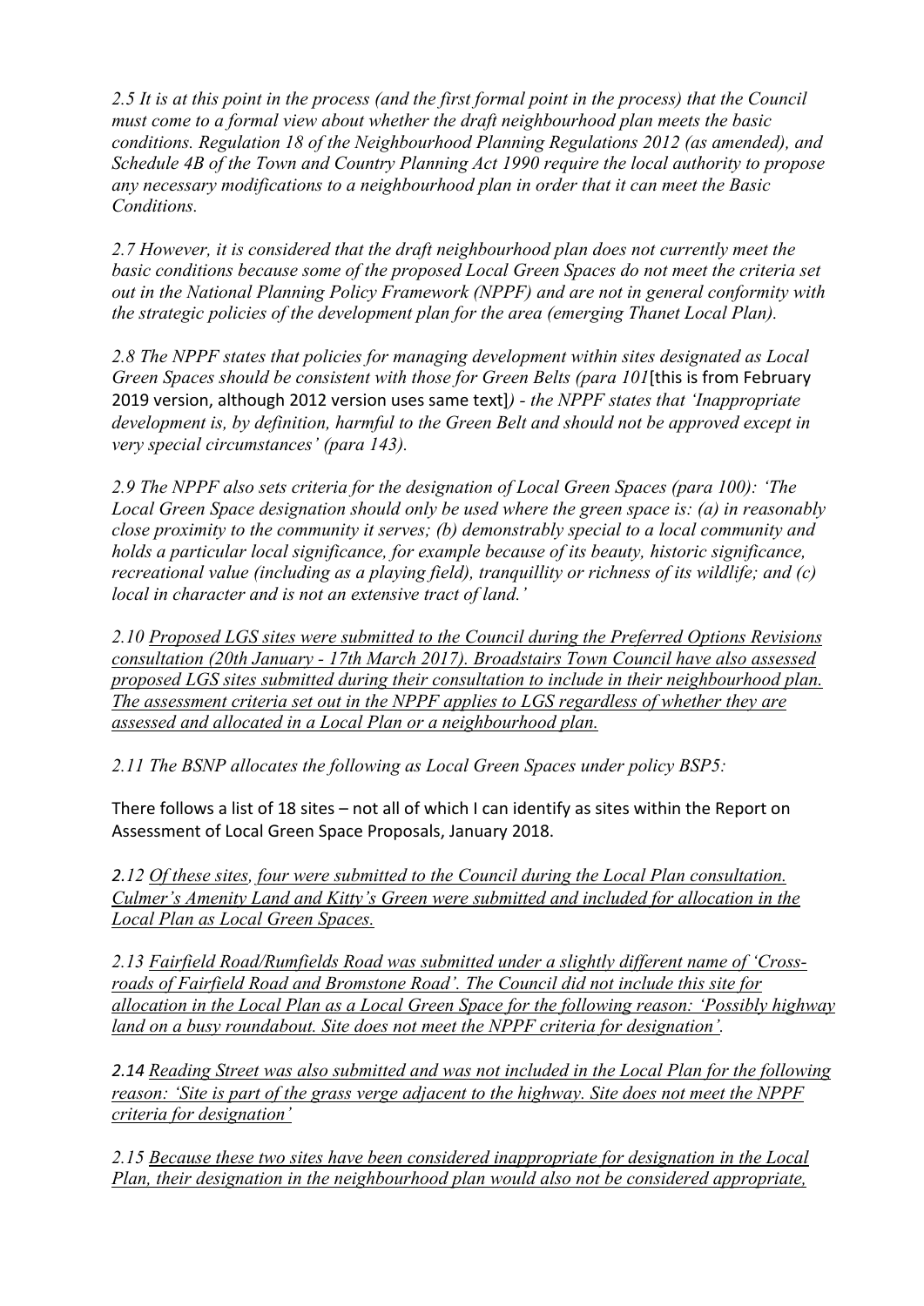*2.5 It is at this point in the process (and the first formal point in the process) that the Council must come to a formal view about whether the draft neighbourhood plan meets the basic conditions. Regulation 18 of the Neighbourhood Planning Regulations 2012 (as amended), and Schedule 4B of the Town and Country Planning Act 1990 require the local authority to propose any necessary modifications to a neighbourhood plan in order that it can meet the Basic Conditions.*

*2.7 However, it is considered that the draft neighbourhood plan does not currently meet the basic conditions because some of the proposed Local Green Spaces do not meet the criteria set out in the National Planning Policy Framework (NPPF) and are not in general conformity with the strategic policies of the development plan for the area (emerging Thanet Local Plan).*

*2.8 The NPPF states that policies for managing development within sites designated as Local Green Spaces should be consistent with those for Green Belts (para 101*[this is from February 2019 version, although 2012 version uses same text]*) - the NPPF states that 'Inappropriate development is, by definition, harmful to the Green Belt and should not be approved except in very special circumstances' (para 143).*

*2.9 The NPPF also sets criteria for the designation of Local Green Spaces (para 100): 'The Local Green Space designation should only be used where the green space is: (a) in reasonably close proximity to the community it serves; (b) demonstrably special to a local community and holds a particular local significance, for example because of its beauty, historic significance, recreational value (including as a playing field), tranquillity or richness of its wildlife; and (c) local in character and is not an extensive tract of land.'*

*2.10 <u>Proposed LGS sites were submitted to the Council during the Preferred Options Revisions consultation (20th January - 17th March 2017). Broadstairs Town Council have also assessed proposed LGS sites submitted during their consultation to include in their neighbourhood plan. The assessment criteria set out in the NPPF applies to LGS regardless of whether they are assessed and allocated in a Local Plan or a neighbourhood plan.</u>*

*2.11 The BSNP allocates the following as Local Green Spaces under policy BSP5:*

There follows a list of 18 sites – not all of which I can identify as sites within the Report on Assessment of Local Green Space Proposals, January 2018.

*2.12 <u>Of these sites, four were submitted to the Council during the Local Plan consultation. Culmer's Amenity Land and Kitty's Green were submitted and included for allocation in the Local Plan as Local Green Spaces.</u>*

*2.13 <u>Fairfield Road/Rumfields Road was submitted under a slightly different name of 'Cross-roads of Fairfield Road and Bromstone Road'. The Council did not include this site for allocation in the Local Plan as a Local Green Space for the following reason: 'Possibly highway land on a busy roundabout. Site does not meet the NPPF criteria for designation'.</u>*

*2.14 <u>Reading Street was also submitted and was not included in the Local Plan for the following reason: 'Site is part of the grass verge adjacent to the highway. Site does not meet the NPPF criteria for designation'</u>*

*2.15 <u>Because these two sites have been considered inappropriate for designation in the Local Plan, their designation in the neighbourhood plan would also not be considered appropriate,</u>*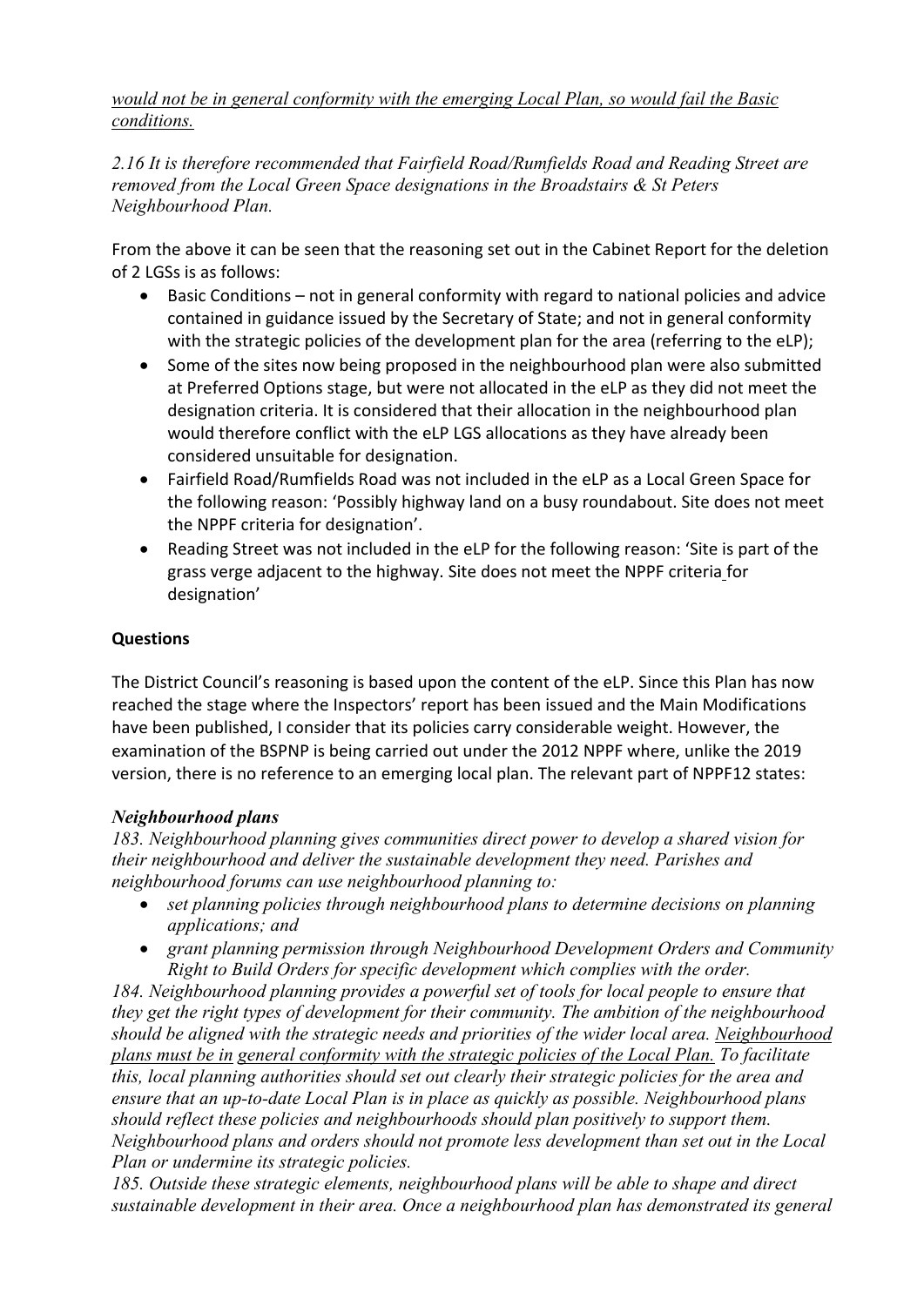*would not be in general conformity with the emerging Local Plan, so would fail the Basic conditions.*

*2.16 It is therefore recommended that Fairfield Road/Rumfields Road and Reading Street are removed from the Local Green Space designations in the Broadstairs & St Peters Neighbourhood Plan.*

From the above it can be seen that the reasoning set out in the Cabinet Report for the deletion of 2 LGSs is as follows:

- Basic Conditions – not in general conformity with regard to national policies and advice contained in guidance issued by the Secretary of State; and not in general conformity with the strategic policies of the development plan for the area (referring to the eLP);
- Some of the sites now being proposed in the neighbourhood plan were also submitted at Preferred Options stage, but were not allocated in the eLP as they did not meet the designation criteria. It is considered that their allocation in the neighbourhood plan would therefore conflict with the eLP LGS allocations as they have already been considered unsuitable for designation.
- Fairfield Road/Rumfields Road was not included in the eLP as a Local Green Space for the following reason: 'Possibly highway land on a busy roundabout. Site does not meet the NPPF criteria for designation'.
- Reading Street was not included in the eLP for the following reason: 'Site is part of the grass verge adjacent to the highway. Site does not meet the NPPF criteria for designation'

**Questions**

The District Council's reasoning is based upon the content of the eLP. Since this Plan has now reached the stage where the Inspectors' report has been issued and the Main Modifications have been published, I consider that its policies carry considerable weight. However, the examination of the BSPNP is being carried out under the 2012 NPPF where, unlike the 2019 version, there is no reference to an emerging local plan. The relevant part of NPPF12 states:

***Neighbourhood plans***

*183. Neighbourhood planning gives communities direct power to develop a shared vision for their neighbourhood and deliver the sustainable development they need. Parishes and neighbourhood forums can use neighbourhood planning to:*

- *set planning policies through neighbourhood plans to determine decisions on planning applications; and*
- *grant planning permission through Neighbourhood Development Orders and Community Right to Build Orders for specific development which complies with the order.*

*184. Neighbourhood planning provides a powerful set of tools for local people to ensure that they get the right types of development for their community. The ambition of the neighbourhood should be aligned with the strategic needs and priorities of the wider local area. Neighbourhood plans must be in general conformity with the strategic policies of the Local Plan. To facilitate this, local planning authorities should set out clearly their strategic policies for the area and ensure that an up-to-date Local Plan is in place as quickly as possible. Neighbourhood plans should reflect these policies and neighbourhoods should plan positively to support them. Neighbourhood plans and orders should not promote less development than set out in the Local Plan or undermine its strategic policies.*

*185. Outside these strategic elements, neighbourhood plans will be able to shape and direct sustainable development in their area. Once a neighbourhood plan has demonstrated its general*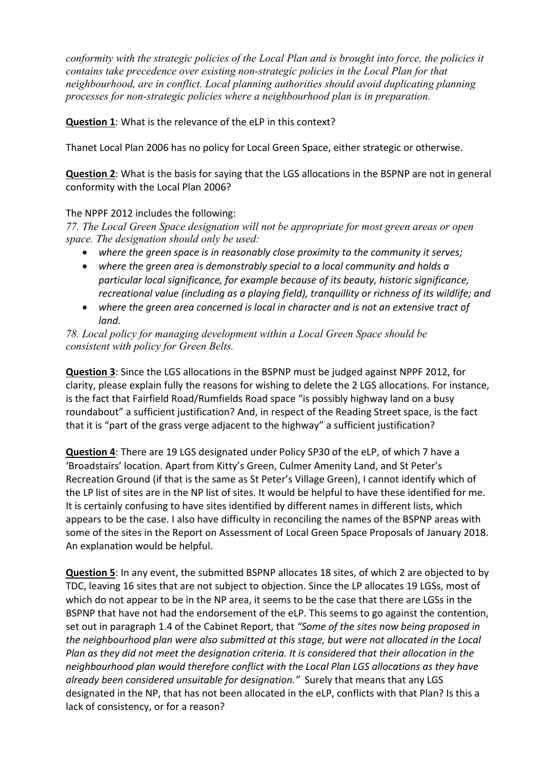*conformity with the strategic policies of the Local Plan and is brought into force, the policies it contains take precedence over existing non-strategic policies in the Local Plan for that neighbourhood, are in conflict. Local planning authorities should avoid duplicating planning processes for non-strategic policies where a neighbourhood plan is in preparation.*

**Question 1**: What is the relevance of the eLP in this context?

Thanet Local Plan 2006 has no policy for Local Green Space, either strategic or otherwise.

**Question 2**: What is the basis for saying that the LGS allocations in the BSPNP are not in general conformity with the Local Plan 2006?

The NPPF 2012 includes the following:

*77. The Local Green Space designation will not be appropriate for most green areas or open space. The designation should only be used:*

- *where the green space is in reasonably close proximity to the community it serves;*
- *where the green area is demonstrably special to a local community and holds a particular local significance, for example because of its beauty, historic significance, recreational value (including as a playing field), tranquillity or richness of its wildlife; and*
- *where the green area concerned is local in character and is not an extensive tract of land.*

*78. Local policy for managing development within a Local Green Space should be consistent with policy for Green Belts.*

**Question 3**: Since the LGS allocations in the BSPNP must be judged against NPPF 2012, for clarity, please explain fully the reasons for wishing to delete the 2 LGS allocations. For instance, is the fact that Fairfield Road/Rumfields Road space "is possibly highway land on a busy roundabout" a sufficient justification? And, in respect of the Reading Street space, is the fact that it is "part of the grass verge adjacent to the highway" a sufficient justification?

**Question 4**: There are 19 LGS designated under Policy SP30 of the eLP, of which 7 have a 'Broadstairs' location. Apart from Kitty's Green, Culmer Amenity Land, and St Peter's Recreation Ground (if that is the same as St Peter's Village Green), I cannot identify which of the LP list of sites are in the NP list of sites. It would be helpful to have these identified for me. It is certainly confusing to have sites identified by different names in different lists, which appears to be the case. I also have difficulty in reconciling the names of the BSPNP areas with some of the sites in the Report on Assessment of Local Green Space Proposals of January 2018. An explanation would be helpful.

**Question 5**: In any event, the submitted BSPNP allocates 18 sites, of which 2 are objected to by TDC, leaving 16 sites that are not subject to objection. Since the LP allocates 19 LGSs, most of which do not appear to be in the NP area, it seems to be the case that there are LGSs in the BSPNP that have not had the endorsement of the eLP. This seems to go against the contention, set out in paragraph 1.4 of the Cabinet Report, that *"Some of the sites now being proposed in the neighbourhood plan were also submitted at this stage, but were not allocated in the Local Plan as they did not meet the designation criteria. It is considered that their allocation in the neighbourhood plan would therefore conflict with the Local Plan LGS allocations as they have already been considered unsuitable for designation."* Surely that means that any LGS designated in the NP, that has not been allocated in the eLP, conflicts with that Plan? Is this a lack of consistency, or for a reason?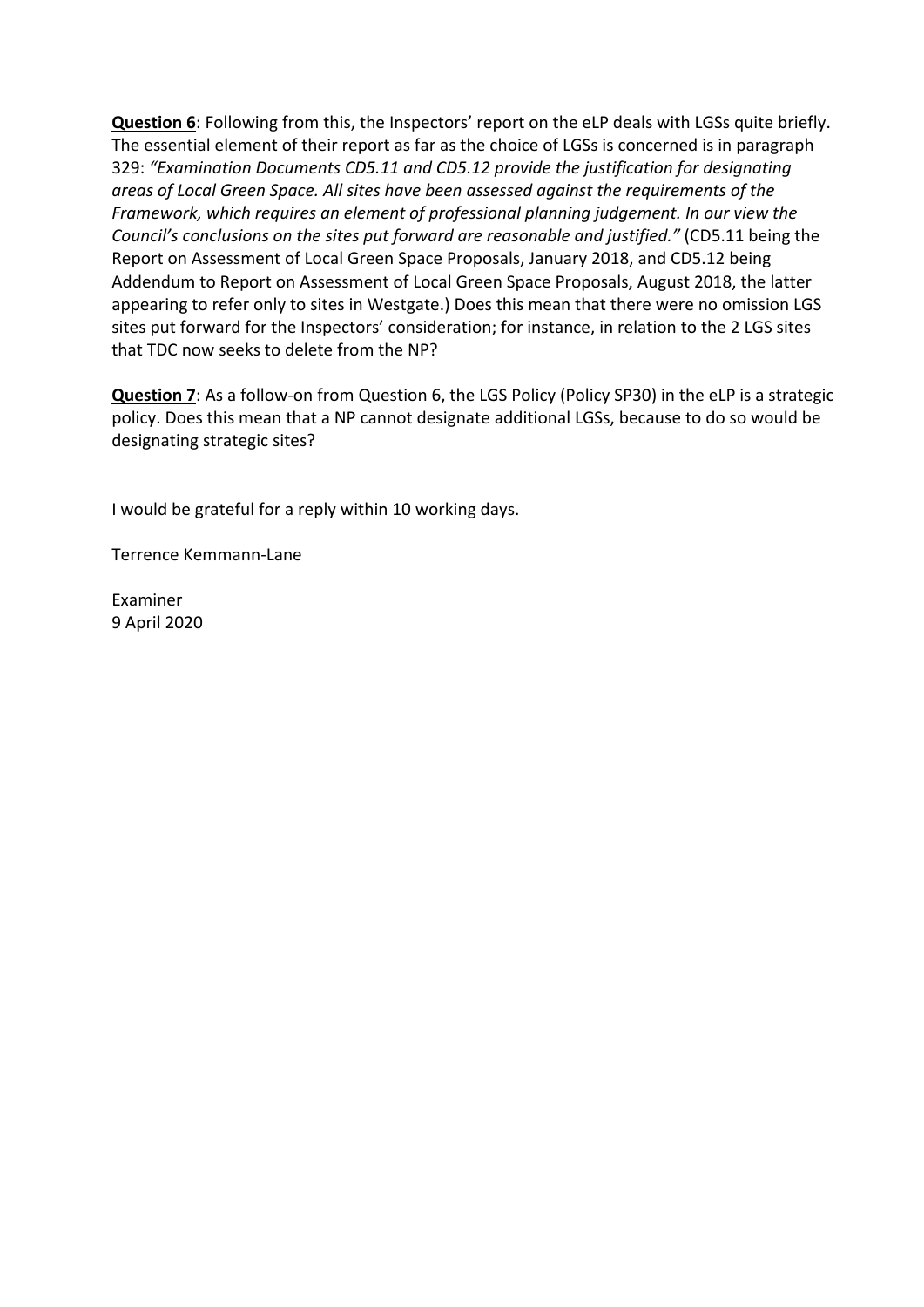**<u>Question 6</u>**: Following from this, the Inspectors' report on the eLP deals with LGSs quite briefly. The essential element of their report as far as the choice of LGSs is concerned is in paragraph 329: *"Examination Documents CD5.11 and CD5.12 provide the justification for designating areas of Local Green Space. All sites have been assessed against the requirements of the Framework, which requires an element of professional planning judgement. In our view the Council's conclusions on the sites put forward are reasonable and justified."* (CD5.11 being the Report on Assessment of Local Green Space Proposals, January 2018, and CD5.12 being Addendum to Report on Assessment of Local Green Space Proposals, August 2018, the latter appearing to refer only to sites in Westgate.) Does this mean that there were no omission LGS sites put forward for the Inspectors' consideration; for instance, in relation to the 2 LGS sites that TDC now seeks to delete from the NP?

**<u>Question 7</u>**: As a follow-on from Question 6, the LGS Policy (Policy SP30) in the eLP is a strategic policy. Does this mean that a NP cannot designate additional LGSs, because to do so would be designating strategic sites?

I would be grateful for a reply within 10 working days.

Terrence Kemmann-Lane

Examiner
9 April 2020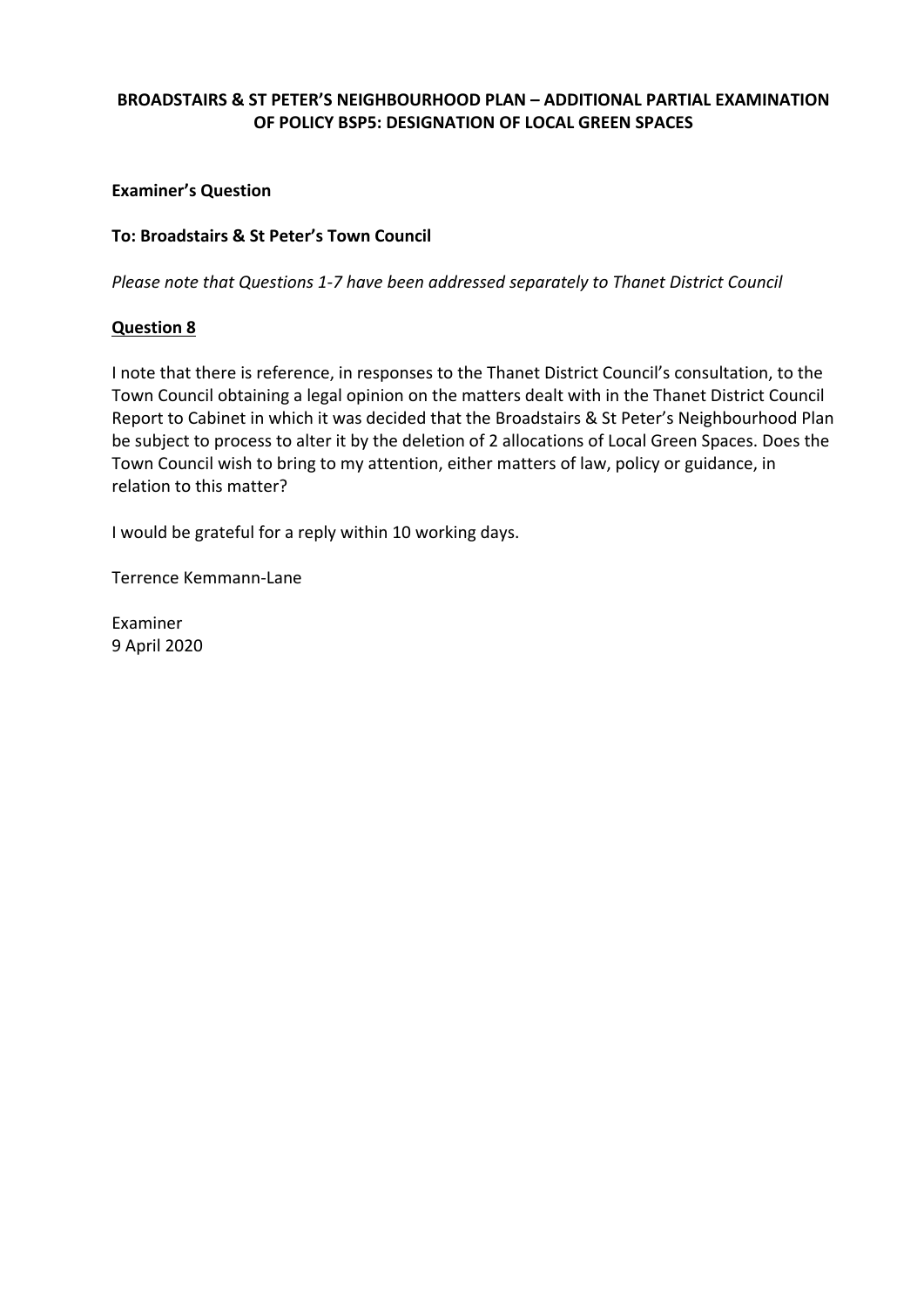**BROADSTAIRS & ST PETER'S NEIGHBOURHOOD PLAN – ADDITIONAL PARTIAL EXAMINATION OF POLICY BSP5: DESIGNATION OF LOCAL GREEN SPACES**

**Examiner's Question**

**To: Broadstairs & St Peter's Town Council**

*Please note that Questions 1-7 have been addressed separately to Thanet District Council*

**Question 8**

I note that there is reference, in responses to the Thanet District Council's consultation, to the Town Council obtaining a legal opinion on the matters dealt with in the Thanet District Council Report to Cabinet in which it was decided that the Broadstairs & St Peter's Neighbourhood Plan be subject to process to alter it by the deletion of 2 allocations of Local Green Spaces. Does the Town Council wish to bring to my attention, either matters of law, policy or guidance, in relation to this matter?

I would be grateful for a reply within 10 working days.

Terrence Kemmann-Lane

Examiner
9 April 2020